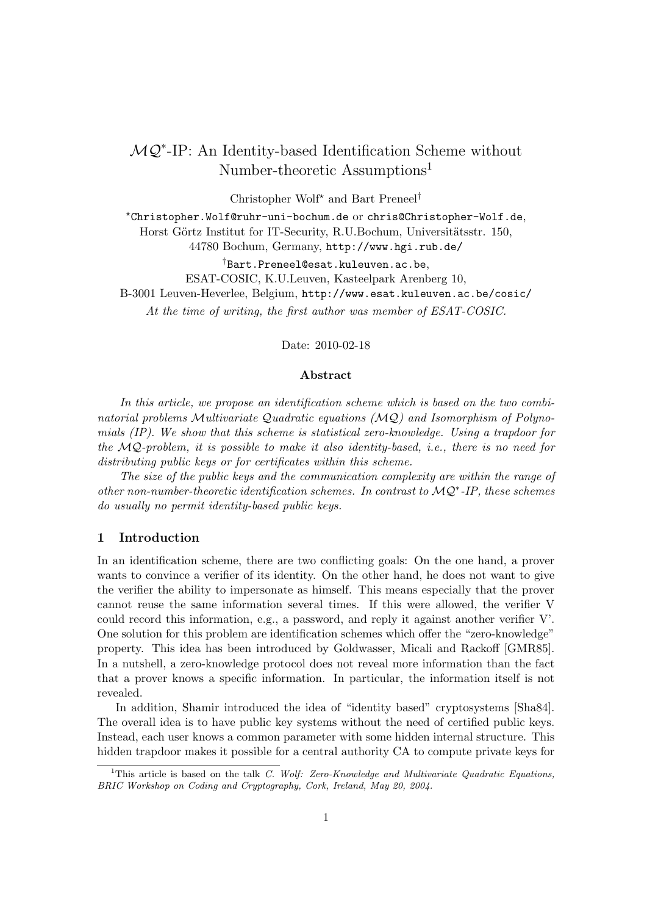# $\mathcal{MQ}^*$-IP: An Identity-based Identification Scheme without Number-theoretic Assumptions[1]

Christopher Wolf[⋆] and Bart Preneel[†]

[⋆]Christopher.Wolf@ruhr-uni-bochum.de or chris@Christopher-Wolf.de,
Horst Görtz Institut for IT-Security, R.U.Bochum, Universitätsstr. 150,
44780 Bochum, Germany, http://www.hgi.rub.de/

[†]Bart.Preneel@esat.kuleuven.ac.be,
ESAT-COSIC, K.U.Leuven, Kasteelpark Arenberg 10,
B-3001 Leuven-Heverlee, Belgium, http://www.esat.kuleuven.ac.be/cosic/

*At the time of writing, the first author was member of ESAT-COSIC.*

Date: 2010-02-18

### Abstract

*In this article, we propose an identification scheme which is based on the two combinatorial problems Multivariate Quadratic equations ($\mathcal{MQ}$) and Isomorphism of Polynomials (IP). We show that this scheme is statistical zero-knowledge. Using a trapdoor for the $\mathcal{MQ}$-problem, it is possible to make it also identity-based, i.e., there is no need for distributing public keys or for certificates within this scheme.*

*The size of the public keys and the communication complexity are within the range of other non-number-theoretic identification schemes. In contrast to $\mathcal{MQ}^*$-IP, these schemes do usually no permit identity-based public keys.*

## 1 Introduction

In an identification scheme, there are two conflicting goals: On the one hand, a prover wants to convince a verifier of its identity. On the other hand, he does not want to give the verifier the ability to impersonate as himself. This means especially that the prover cannot reuse the same information several times. If this were allowed, the verifier V could record this information, e.g., a password, and reply it against another verifier V'. One solution for this problem are identification schemes which offer the "zero-knowledge" property. This idea has been introduced by Goldwasser, Micali and Rackoff [GMR85]. In a nutshell, a zero-knowledge protocol does not reveal more information than the fact that a prover knows a specific information. In particular, the information itself is not revealed.

In addition, Shamir introduced the idea of "identity based" cryptosystems [Sha84]. The overall idea is to have public key systems without the need of certified public keys. Instead, each user knows a common parameter with some hidden internal structure. This hidden trapdoor makes it possible for a central authority CA to compute private keys for

[1]This article is based on the talk *C. Wolf: Zero-Knowledge and Multivariate Quadratic Equations, BRIC Workshop on Coding and Cryptography, Cork, Ireland, May 20, 2004.*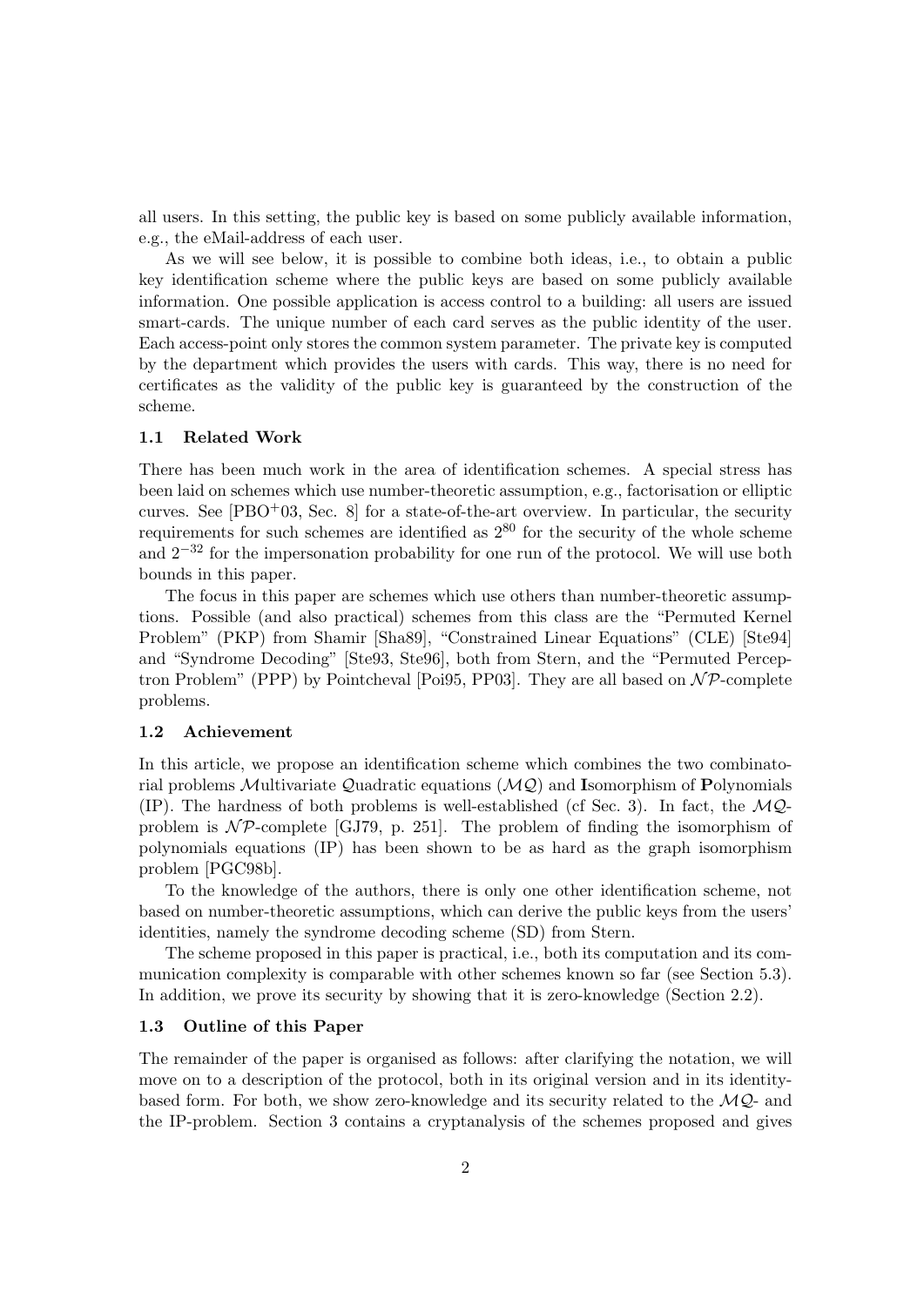all users. In this setting, the public key is based on some publicly available information, e.g., the eMail-address of each user.

As we will see below, it is possible to combine both ideas, i.e., to obtain a public key identification scheme where the public keys are based on some publicly available information. One possible application is access control to a building: all users are issued smart-cards. The unique number of each card serves as the public identity of the user. Each access-point only stores the common system parameter. The private key is computed by the department which provides the users with cards. This way, there is no need for certificates as the validity of the public key is guaranteed by the construction of the scheme.

### 1.1 Related Work

There has been much work in the area of identification schemes. A special stress has been laid on schemes which use number-theoretic assumption, e.g., factorisation or elliptic curves. See [PBO+03, Sec. 8] for a state-of-the-art overview. In particular, the security requirements for such schemes are identified as $2^{80}$ for the security of the whole scheme and $2^{-32}$ for the impersonation probability for one run of the protocol. We will use both bounds in this paper.

The focus in this paper are schemes which use others than number-theoretic assumptions. Possible (and also practical) schemes from this class are the "Permuted Kernel Problem" (PKP) from Shamir [Sha89], "Constrained Linear Equations" (CLE) [Ste94] and "Syndrome Decoding" [Ste93, Ste96], both from Stern, and the "Permuted Perceptron Problem" (PPP) by Pointcheval [Poi95, PP03]. They are all based on $\mathcal{NP}$-complete problems.

### 1.2 Achievement

In this article, we propose an identification scheme which combines the two combinatorial problems $\mathcal{M}$ultivariate $\mathcal{Q}$uadratic equations ($\mathcal{MQ}$) and **I**somorphism of **P**olynomials (IP). The hardness of both problems is well-established (cf Sec. 3). In fact, the $\mathcal{MQ}$-problem is $\mathcal{NP}$-complete [GJ79, p. 251]. The problem of finding the isomorphism of polynomials equations (IP) has been shown to be as hard as the graph isomorphism problem [PGC98b].

To the knowledge of the authors, there is only one other identification scheme, not based on number-theoretic assumptions, which can derive the public keys from the users' identities, namely the syndrome decoding scheme (SD) from Stern.

The scheme proposed in this paper is practical, i.e., both its computation and its communication complexity is comparable with other schemes known so far (see Section 5.3). In addition, we prove its security by showing that it is zero-knowledge (Section 2.2).

### 1.3 Outline of this Paper

The remainder of the paper is organised as follows: after clarifying the notation, we will move on to a description of the protocol, both in its original version and in its identity-based form. For both, we show zero-knowledge and its security related to the $\mathcal{MQ}$- and the IP-problem. Section 3 contains a cryptanalysis of the schemes proposed and gives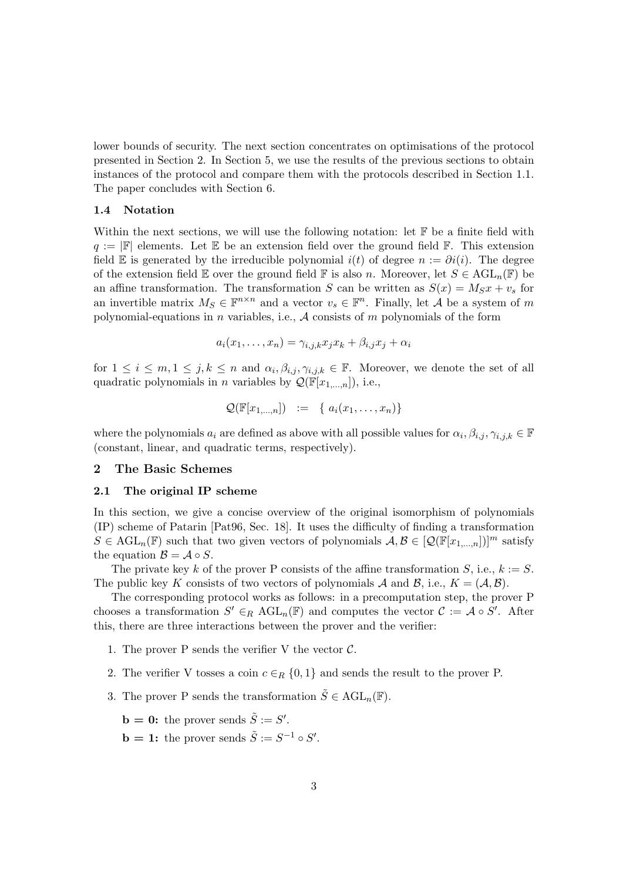lower bounds of security. The next section concentrates on optimisations of the protocol presented in Section 2. In Section 5, we use the results of the previous sections to obtain instances of the protocol and compare them with the protocols described in Section 1.1. The paper concludes with Section 6.

### 1.4 Notation

Within the next sections, we will use the following notation: let $\mathbb{F}$ be a finite field with $q := |\mathbb{F}|$ elements. Let $\mathbb{E}$ be an extension field over the ground field $\mathbb{F}$. This extension field $\mathbb{E}$ is generated by the irreducible polynomial $i(t)$ of degree $n := \partial i(i)$. The degree of the extension field $\mathbb{E}$ over the ground field $\mathbb{F}$ is also $n$. Moreover, let $S \in \mathrm{AGL}_n(\mathbb{F})$ be an affine transformation. The transformation $S$ can be written as $S(x) = M_S x + v_s$ for an invertible matrix $M_S \in \mathbb{F}^{n \times n}$ and a vector $v_s \in \mathbb{F}^n$. Finally, let $\mathcal{A}$ be a system of $m$ polynomial-equations in $n$ variables, i.e., $\mathcal{A}$ consists of $m$ polynomials of the form

$$a_i(x_1, \ldots, x_n) = \gamma_{i,j,k} x_j x_k + \beta_{i,j} x_j + \alpha_i$$

for $1 \leq i \leq m, 1 \leq j, k \leq n$ and $\alpha_i, \beta_{i,j}, \gamma_{i,j,k} \in \mathbb{F}$. Moreover, we denote the set of all quadratic polynomials in $n$ variables by $\mathcal{Q}(\mathbb{F}[x_{1,\ldots,n}])$, i.e.,

$$\mathcal{Q}(\mathbb{F}[x_{1,\ldots,n}]) \quad := \quad \{ \, a_i(x_1, \ldots, x_n) \}$$

where the polynomials $a_i$ are defined as above with all possible values for $\alpha_i, \beta_{i,j}, \gamma_{i,j,k} \in \mathbb{F}$ (constant, linear, and quadratic terms, respectively).

## 2 The Basic Schemes

### 2.1 The original IP scheme

In this section, we give a concise overview of the original isomorphism of polynomials (IP) scheme of Patarin [Pat96, Sec. 18]. It uses the difficulty of finding a transformation $S \in \mathrm{AGL}_n(\mathbb{F})$ such that two given vectors of polynomials $\mathcal{A}, \mathcal{B} \in [\mathcal{Q}(\mathbb{F}[x_{1,\ldots,n}])]^m$ satisfy the equation $\mathcal{B} = \mathcal{A} \circ S$.

The private key $k$ of the prover P consists of the affine transformation $S$, i.e., $k := S$. The public key $K$ consists of two vectors of polynomials $\mathcal{A}$ and $\mathcal{B}$, i.e., $K = (\mathcal{A}, \mathcal{B})$.

The corresponding protocol works as follows: in a precomputation step, the prover P chooses a transformation $S' \in_R \mathrm{AGL}_n(\mathbb{F})$ and computes the vector $\mathcal{C} := \mathcal{A} \circ S'$. After this, there are three interactions between the prover and the verifier:

1. The prover P sends the verifier V the vector $\mathcal{C}$.
2. The verifier V tosses a coin $c \in_R \{0, 1\}$ and sends the result to the prover P.
3. The prover P sends the transformation $\tilde{S} \in \mathrm{AGL}_n(\mathbb{F})$.

   **b = 0:** the prover sends $\tilde{S} := S'$.

   **b = 1:** the prover sends $\tilde{S} := S^{-1} \circ S'$.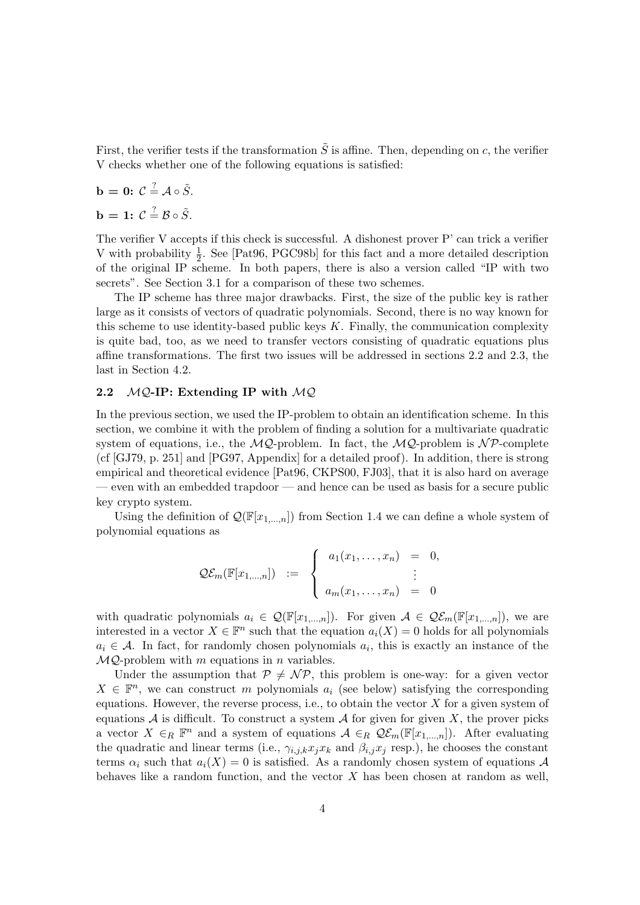First, the verifier tests if the transformation $\tilde{S}$ is affine. Then, depending on $c$, the verifier V checks whether one of the following equations is satisfied:

**b = 0:** $\mathcal{C} \stackrel{?}{=} \mathcal{A} \circ \tilde{S}$.

**b = 1:** $\mathcal{C} \stackrel{?}{=} \mathcal{B} \circ \tilde{S}$.

The verifier V accepts if this check is successful. A dishonest prover P' can trick a verifier V with probability $\frac{1}{2}$. See [Pat96, PGC98b] for this fact and a more detailed description of the original IP scheme. In both papers, there is also a version called "IP with two secrets". See Section 3.1 for a comparison of these two schemes.

The IP scheme has three major drawbacks. First, the size of the public key is rather large as it consists of vectors of quadratic polynomials. Second, there is no way known for this scheme to use identity-based public keys $K$. Finally, the communication complexity is quite bad, too, as we need to transfer vectors consisting of quadratic equations plus affine transformations. The first two issues will be addressed in sections 2.2 and 2.3, the last in Section 4.2.

### 2.2 $\mathcal{MQ}$-IP: Extending IP with $\mathcal{MQ}$

In the previous section, we used the IP-problem to obtain an identification scheme. In this section, we combine it with the problem of finding a solution for a multivariate quadratic system of equations, i.e., the $\mathcal{MQ}$-problem. In fact, the $\mathcal{MQ}$-problem is $\mathcal{NP}$-complete (cf [GJ79, p. 251] and [PG97, Appendix] for a detailed proof). In addition, there is strong empirical and theoretical evidence [Pat96, CKPS00, FJ03], that it is also hard on average — even with an embedded trapdoor — and hence can be used as basis for a secure public key crypto system.

Using the definition of $\mathcal{Q}(\mathbb{F}[x_{1,\ldots,n}])$ from Section 1.4 we can define a whole system of polynomial equations as

$$\mathcal{QE}_m(\mathbb{F}[x_{1,\ldots,n}]) \quad := \quad \left\{ \begin{array}{rcl} a_1(x_1,\ldots,x_n) & = & 0, \\ & \vdots & \\ a_m(x_1,\ldots,x_n) & = & 0 \end{array} \right.$$

with quadratic polynomials $a_i \in \mathcal{Q}(\mathbb{F}[x_{1,\ldots,n}])$. For given $\mathcal{A} \in \mathcal{QE}_m(\mathbb{F}[x_{1,\ldots,n}])$, we are interested in a vector $X \in \mathbb{F}^n$ such that the equation $a_i(X) = 0$ holds for all polynomials $a_i \in \mathcal{A}$. In fact, for randomly chosen polynomials $a_i$, this is exactly an instance of the $\mathcal{MQ}$-problem with $m$ equations in $n$ variables.

Under the assumption that $\mathcal{P} \neq \mathcal{NP}$, this problem is one-way: for a given vector $X \in \mathbb{F}^n$, we can construct $m$ polynomials $a_i$ (see below) satisfying the corresponding equations. However, the reverse process, i.e., to obtain the vector $X$ for a given system of equations $\mathcal{A}$ is difficult. To construct a system $\mathcal{A}$ for given for given $X$, the prover picks a vector $X \in_R \mathbb{F}^n$ and a system of equations $\mathcal{A} \in_R \mathcal{QE}_m(\mathbb{F}[x_{1,\ldots,n}])$. After evaluating the quadratic and linear terms (i.e., $\gamma_{i,j,k}x_jx_k$ and $\beta_{i,j}x_j$ resp.), he chooses the constant terms $\alpha_i$ such that $a_i(X) = 0$ is satisfied. As a randomly chosen system of equations $\mathcal{A}$ behaves like a random function, and the vector $X$ has been chosen at random as well,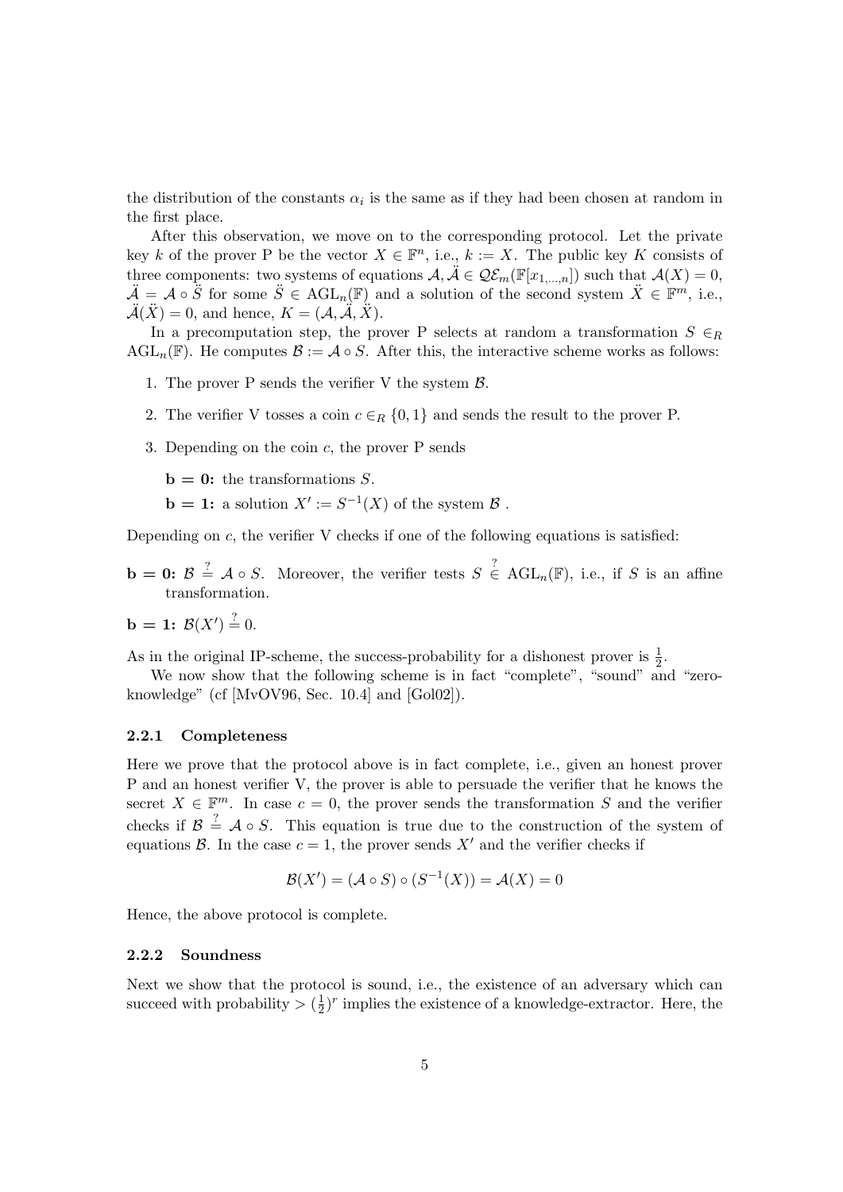the distribution of the constants $\alpha_i$ is the same as if they had been chosen at random in the first place.

After this observation, we move on to the corresponding protocol. Let the private key $k$ of the prover P be the vector $X \in \mathbb{F}^n$, i.e., $k := X$. The public key $K$ consists of three components: two systems of equations $\mathcal{A}, \ddot{\mathcal{A}} \in \mathcal{QE}_m(\mathbb{F}[x_{1,\dots,n}])$ such that $\mathcal{A}(X) = 0$, $\ddot{\mathcal{A}} = \mathcal{A} \circ \ddot{S}$ for some $\ddot{S} \in \mathrm{AGL}_n(\mathbb{F})$ and a solution of the second system $\ddot{X} \in \mathbb{F}^m$, i.e., $\ddot{\mathcal{A}}(\ddot{X}) = 0$, and hence, $K = (\mathcal{A}, \ddot{\mathcal{A}}, \ddot{X})$.

In a precomputation step, the prover P selects at random a transformation $S \in_R \mathrm{AGL}_n(\mathbb{F})$. He computes $\mathcal{B} := \mathcal{A} \circ S$. After this, the interactive scheme works as follows:

1. The prover P sends the verifier V the system $\mathcal{B}$.
2. The verifier V tosses a coin $c \in_R \{0, 1\}$ and sends the result to the prover P.
3. Depending on the coin $c$, the prover P sends

   **b = 0:** the transformations $S$.

   **b = 1:** a solution $X' := S^{-1}(X)$ of the system $\mathcal{B}$ .

Depending on $c$, the verifier V checks if one of the following equations is satisfied:

**b = 0:** $\mathcal{B} \stackrel{?}{=} \mathcal{A} \circ S$. Moreover, the verifier tests $S \stackrel{?}{\in} \mathrm{AGL}_n(\mathbb{F})$, i.e., if $S$ is an affine transformation.

**b = 1:** $\mathcal{B}(X') \stackrel{?}{=} 0$.

As in the original IP-scheme, the success-probability for a dishonest prover is $\frac{1}{2}$.

We now show that the following scheme is in fact "complete", "sound" and "zero-knowledge" (cf [MvOV96, Sec. 10.4] and [Gol02]).

### 2.2.1 Completeness

Here we prove that the protocol above is in fact complete, i.e., given an honest prover P and an honest verifier V, the prover is able to persuade the verifier that he knows the secret $X \in \mathbb{F}^m$. In case $c = 0$, the prover sends the transformation $S$ and the verifier checks if $\mathcal{B} \stackrel{?}{=} \mathcal{A} \circ S$. This equation is true due to the construction of the system of equations $\mathcal{B}$. In the case $c = 1$, the prover sends $X'$ and the verifier checks if

$$\mathcal{B}(X') = (\mathcal{A} \circ S) \circ (S^{-1}(X)) = \mathcal{A}(X) = 0$$

Hence, the above protocol is complete.

### 2.2.2 Soundness

Next we show that the protocol is sound, i.e., the existence of an adversary which can succeed with probability $> (\frac{1}{2})^r$ implies the existence of a knowledge-extractor. Here, the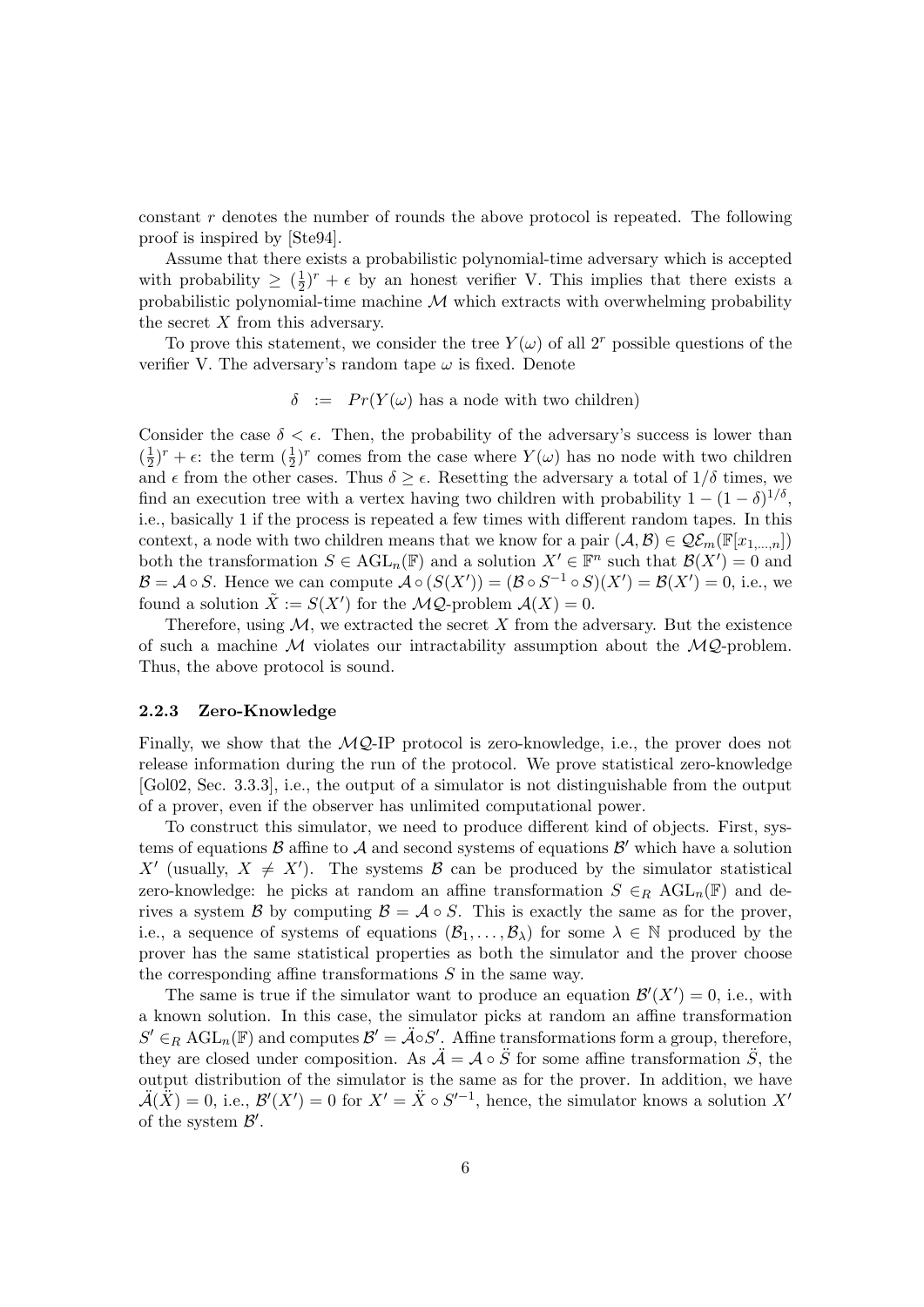constant $r$ denotes the number of rounds the above protocol is repeated. The following proof is inspired by [Ste94].

Assume that there exists a probabilistic polynomial-time adversary which is accepted with probability $\geq (\frac{1}{2})^r + \epsilon$ by an honest verifier V. This implies that there exists a probabilistic polynomial-time machine $\mathcal{M}$ which extracts with overwhelming probability the secret $X$ from this adversary.

To prove this statement, we consider the tree $Y(\omega)$ of all $2^r$ possible questions of the verifier V. The adversary's random tape $\omega$ is fixed. Denote

$$\delta \;:=\; Pr(Y(\omega) \text{ has a node with two children})$$

Consider the case $\delta < \epsilon$. Then, the probability of the adversary's success is lower than $(\frac{1}{2})^r + \epsilon$: the term $(\frac{1}{2})^r$ comes from the case where $Y(\omega)$ has no node with two children and $\epsilon$ from the other cases. Thus $\delta \geq \epsilon$. Resetting the adversary a total of $1/\delta$ times, we find an execution tree with a vertex having two children with probability $1 - (1-\delta)^{1/\delta}$, i.e., basically 1 if the process is repeated a few times with different random tapes. In this context, a node with two children means that we know for a pair $(\mathcal{A}, \mathcal{B}) \in \mathcal{QE}_m(\mathbb{F}[x_{1,\ldots,n}])$ both the transformation $S \in \mathrm{AGL}_n(\mathbb{F})$ and a solution $X' \in \mathbb{F}^n$ such that $\mathcal{B}(X') = 0$ and $\mathcal{B} = \mathcal{A} \circ S$. Hence we can compute $\mathcal{A} \circ (S(X')) = (\mathcal{B} \circ S^{-1} \circ S)(X') = \mathcal{B}(X') = 0$, i.e., we found a solution $\tilde{X} := S(X')$ for the $\mathcal{MQ}$-problem $\mathcal{A}(X) = 0$.

Therefore, using $\mathcal{M}$, we extracted the secret $X$ from the adversary. But the existence of such a machine $\mathcal{M}$ violates our intractability assumption about the $\mathcal{MQ}$-problem. Thus, the above protocol is sound.

### 2.2.3 Zero-Knowledge

Finally, we show that the $\mathcal{MQ}$-IP protocol is zero-knowledge, i.e., the prover does not release information during the run of the protocol. We prove statistical zero-knowledge [Gol02, Sec. 3.3.3], i.e., the output of a simulator is not distinguishable from the output of a prover, even if the observer has unlimited computational power.

To construct this simulator, we need to produce different kind of objects. First, systems of equations $\mathcal{B}$ affine to $\mathcal{A}$ and second systems of equations $\mathcal{B}'$ which have a solution $X'$ (usually, $X \neq X'$). The systems $\mathcal{B}$ can be produced by the simulator statistical zero-knowledge: he picks at random an affine transformation $S \in_R \mathrm{AGL}_n(\mathbb{F})$ and derives a system $\mathcal{B}$ by computing $\mathcal{B} = \mathcal{A} \circ S$. This is exactly the same as for the prover, i.e., a sequence of systems of equations $(\mathcal{B}_1, \ldots, \mathcal{B}_\lambda)$ for some $\lambda \in \mathbb{N}$ produced by the prover has the same statistical properties as both the simulator and the prover choose the corresponding affine transformations $S$ in the same way.

The same is true if the simulator want to produce an equation $\mathcal{B}'(X') = 0$, i.e., with a known solution. In this case, the simulator picks at random an affine transformation $S' \in_R \mathrm{AGL}_n(\mathbb{F})$ and computes $\mathcal{B}' = \ddot{\mathcal{A}} \circ S'$. Affine transformations form a group, therefore, they are closed under composition. As $\ddot{\mathcal{A}} = \mathcal{A} \circ \ddot{S}$ for some affine transformation $\ddot{S}$, the output distribution of the simulator is the same as for the prover. In addition, we have $\ddot{\mathcal{A}}(\ddot{X}) = 0$, i.e., $\mathcal{B}'(X') = 0$ for $X' = \ddot{X} \circ S'^{-1}$, hence, the simulator knows a solution $X'$ of the system $\mathcal{B}'$.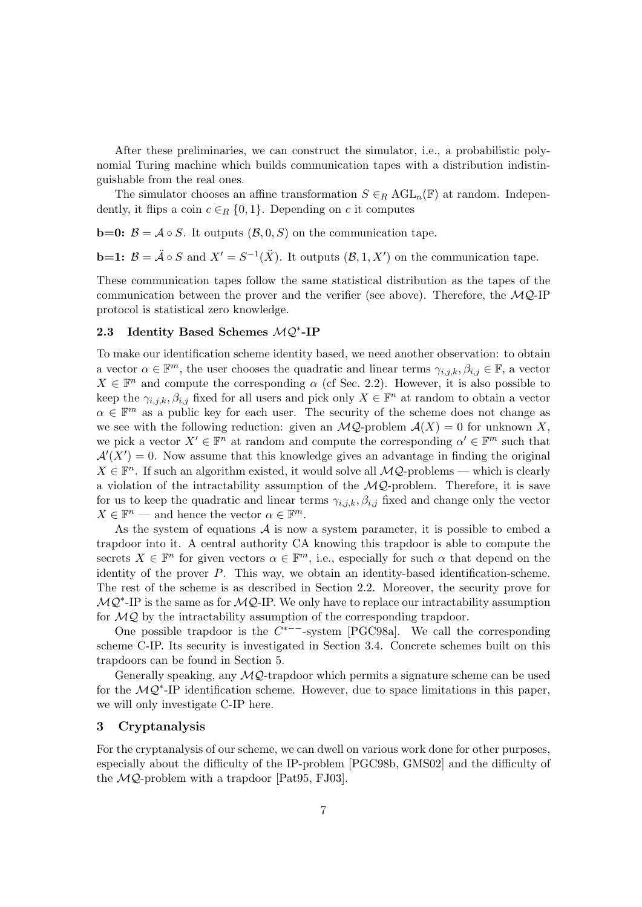After these preliminaries, we can construct the simulator, i.e., a probabilistic polynomial Turing machine which builds communication tapes with a distribution indistinguishable from the real ones.

The simulator chooses an affine transformation $S \in_R \mathrm{AGL}_n(\mathbb{F})$ at random. Independently, it flips a coin $c \in_R \{0, 1\}$. Depending on $c$ it computes

**b=0:** $\mathcal{B} = \mathcal{A} \circ S$. It outputs $(\mathcal{B}, 0, S)$ on the communication tape.

**b=1:** $\mathcal{B} = \ddot{\mathcal{A}} \circ S$ and $X' = S^{-1}(\ddot{X})$. It outputs $(\mathcal{B}, 1, X')$ on the communication tape.

These communication tapes follow the same statistical distribution as the tapes of the communication between the prover and the verifier (see above). Therefore, the $\mathcal{MQ}$-IP protocol is statistical zero knowledge.

### 2.3 Identity Based Schemes $\mathcal{MQ}^*$-IP

To make our identification scheme identity based, we need another observation: to obtain a vector $\alpha \in \mathbb{F}^m$, the user chooses the quadratic and linear terms $\gamma_{i,j,k}, \beta_{i,j} \in \mathbb{F}$, a vector $X \in \mathbb{F}^n$ and compute the corresponding $\alpha$ (cf Sec. 2.2). However, it is also possible to keep the $\gamma_{i,j,k}, \beta_{i,j}$ fixed for all users and pick only $X \in \mathbb{F}^n$ at random to obtain a vector $\alpha \in \mathbb{F}^m$ as a public key for each user. The security of the scheme does not change as we see with the following reduction: given an $\mathcal{MQ}$-problem $\mathcal{A}(X) = 0$ for unknown $X$, we pick a vector $X' \in \mathbb{F}^n$ at random and compute the corresponding $\alpha' \in \mathbb{F}^m$ such that $\mathcal{A}'(X') = 0$. Now assume that this knowledge gives an advantage in finding the original $X \in \mathbb{F}^n$. If such an algorithm existed, it would solve all $\mathcal{MQ}$-problems — which is clearly a violation of the intractability assumption of the $\mathcal{MQ}$-problem. Therefore, it is save for us to keep the quadratic and linear terms $\gamma_{i,j,k}, \beta_{i,j}$ fixed and change only the vector $X \in \mathbb{F}^n$ — and hence the vector $\alpha \in \mathbb{F}^m$.

As the system of equations $\mathcal{A}$ is now a system parameter, it is possible to embed a trapdoor into it. A central authority CA knowing this trapdoor is able to compute the secrets $X \in \mathbb{F}^n$ for given vectors $\alpha \in \mathbb{F}^m$, i.e., especially for such $\alpha$ that depend on the identity of the prover $P$. This way, we obtain an identity-based identification-scheme. The rest of the scheme is as described in Section 2.2. Moreover, the security prove for $\mathcal{MQ}^*$-IP is the same as for $\mathcal{MQ}$-IP. We only have to replace our intractability assumption for $\mathcal{MQ}$ by the intractability assumption of the corresponding trapdoor.

One possible trapdoor is the $C^{*--}$-system [PGC98a]. We call the corresponding scheme C-IP. Its security is investigated in Section 3.4. Concrete schemes built on this trapdoors can be found in Section 5.

Generally speaking, any $\mathcal{MQ}$-trapdoor which permits a signature scheme can be used for the $\mathcal{MQ}^*$-IP identification scheme. However, due to space limitations in this paper, we will only investigate C-IP here.

## 3 Cryptanalysis

For the cryptanalysis of our scheme, we can dwell on various work done for other purposes, especially about the difficulty of the IP-problem [PGC98b, GMS02] and the difficulty of the $\mathcal{MQ}$-problem with a trapdoor [Pat95, FJ03].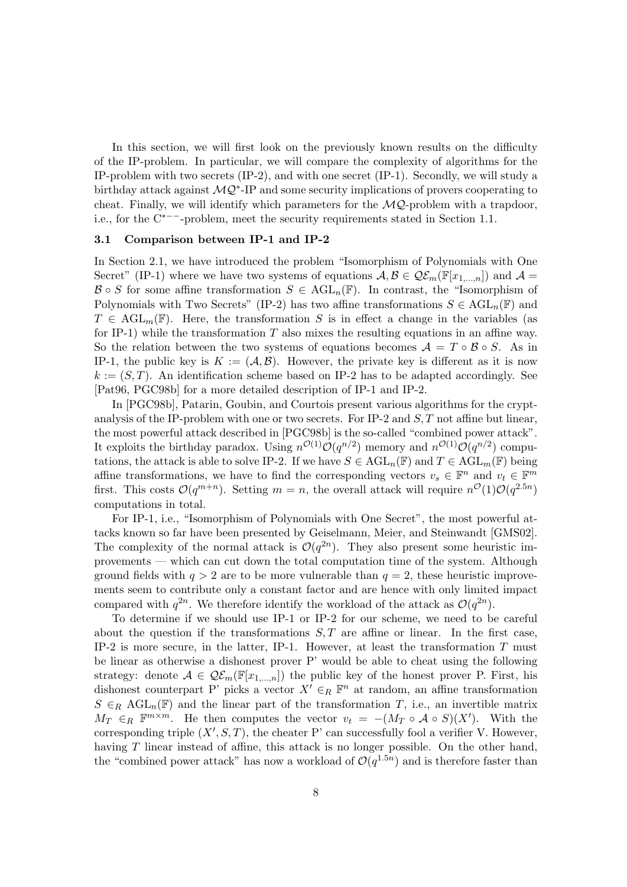In this section, we will first look on the previously known results on the difficulty of the IP-problem. In particular, we will compare the complexity of algorithms for the IP-problem with two secrets (IP-2), and with one secret (IP-1). Secondly, we will study a birthday attack against $\mathcal{MQ}^*$-IP and some security implications of provers cooperating to cheat. Finally, we will identify which parameters for the $\mathcal{MQ}$-problem with a trapdoor, i.e., for the $C^{*--}$-problem, meet the security requirements stated in Section 1.1.

### 3.1 Comparison between IP-1 and IP-2

In Section 2.1, we have introduced the problem "Isomorphism of Polynomials with One Secret" (IP-1) where we have two systems of equations $\mathcal{A}, \mathcal{B} \in \mathcal{QE}_m(\mathbb{F}[x_{1,\dots,n}])$ and $\mathcal{A} = \mathcal{B} \circ S$ for some affine transformation $S \in \mathrm{AGL}_n(\mathbb{F})$. In contrast, the "Isomorphism of Polynomials with Two Secrets" (IP-2) has two affine transformations $S \in \mathrm{AGL}_n(\mathbb{F})$ and $T \in \mathrm{AGL}_m(\mathbb{F})$. Here, the transformation $S$ is in effect a change in the variables (as for IP-1) while the transformation $T$ also mixes the resulting equations in an affine way. So the relation between the two systems of equations becomes $\mathcal{A} = T \circ \mathcal{B} \circ S$. As in IP-1, the public key is $K := (\mathcal{A}, \mathcal{B})$. However, the private key is different as it is now $k := (S, T)$. An identification scheme based on IP-2 has to be adapted accordingly. See [Pat96, PGC98b] for a more detailed description of IP-1 and IP-2.

In [PGC98b], Patarin, Goubin, and Courtois present various algorithms for the cryptanalysis of the IP-problem with one or two secrets. For IP-2 and $S, T$ not affine but linear, the most powerful attack described in [PGC98b] is the so-called "combined power attack". It exploits the birthday paradox. Using $n^{\mathcal{O}(1)}\mathcal{O}(q^{n/2})$ memory and $n^{\mathcal{O}(1)}\mathcal{O}(q^{n/2})$ computations, the attack is able to solve IP-2. If we have $S \in \mathrm{AGL}_n(\mathbb{F})$ and $T \in \mathrm{AGL}_m(\mathbb{F})$ being affine transformations, we have to find the corresponding vectors $v_s \in \mathbb{F}^n$ and $v_t \in \mathbb{F}^m$ first. This costs $\mathcal{O}(q^{m+n})$. Setting $m = n$, the overall attack will require $n^{\mathcal{O}}(1)\mathcal{O}(q^{2.5n})$ computations in total.

For IP-1, i.e., "Isomorphism of Polynomials with One Secret", the most powerful attacks known so far have been presented by Geiselmann, Meier, and Steinwandt [GMS02]. The complexity of the normal attack is $\mathcal{O}(q^{2n})$. They also present some heuristic improvements — which can cut down the total computation time of the system. Although ground fields with $q > 2$ are to be more vulnerable than $q = 2$, these heuristic improvements seem to contribute only a constant factor and are hence with only limited impact compared with $q^{2n}$. We therefore identify the workload of the attack as $\mathcal{O}(q^{2n})$.

To determine if we should use IP-1 or IP-2 for our scheme, we need to be careful about the question if the transformations $S, T$ are affine or linear. In the first case, IP-2 is more secure, in the latter, IP-1. However, at least the transformation $T$ must be linear as otherwise a dishonest prover P' would be able to cheat using the following strategy: denote $\mathcal{A} \in \mathcal{QE}_m(\mathbb{F}[x_{1,\dots,n}])$ the public key of the honest prover P. First, his dishonest counterpart P' picks a vector $X' \in_R \mathbb{F}^n$ at random, an affine transformation $S \in_R \mathrm{AGL}_n(\mathbb{F})$ and the linear part of the transformation $T$, i.e., an invertible matrix $M_T \in_R \mathbb{F}^{m \times m}$. He then computes the vector $v_t = -(M_T \circ \mathcal{A} \circ S)(X')$. With the corresponding triple $(X', S, T)$, the cheater P' can successfully fool a verifier V. However, having $T$ linear instead of affine, this attack is no longer possible. On the other hand, the "combined power attack" has now a workload of $\mathcal{O}(q^{1.5n})$ and is therefore faster than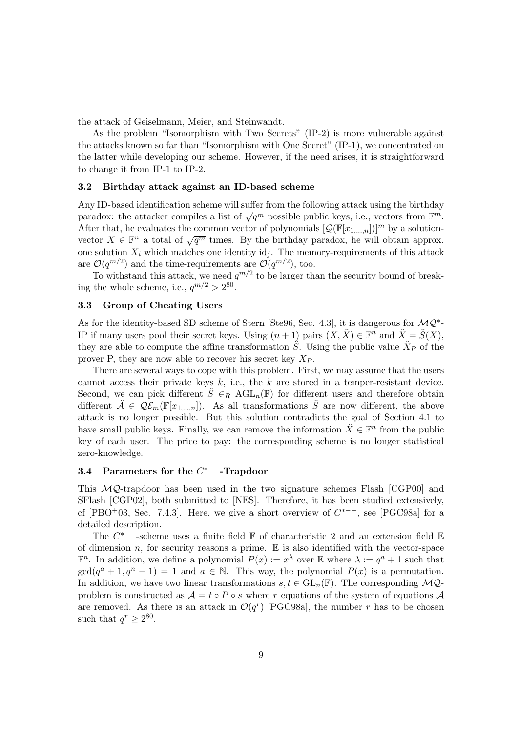the attack of Geiselmann, Meier, and Steinwandt.

As the problem "Isomorphism with Two Secrets" (IP-2) is more vulnerable against the attacks known so far than "Isomorphism with One Secret" (IP-1), we concentrated on the latter while developing our scheme. However, if the need arises, it is straightforward to change it from IP-1 to IP-2.

### 3.2 Birthday attack against an ID-based scheme

Any ID-based identification scheme will suffer from the following attack using the birthday paradox: the attacker compiles a list of $\sqrt{q^m}$ possible public keys, i.e., vectors from $\mathbb{F}^m$. After that, he evaluates the common vector of polynomials $[\mathcal{Q}(\mathbb{F}[x_{1,\ldots,n}])]^m$ by a solution-vector $X \in \mathbb{F}^n$ a total of $\sqrt{q^m}$ times. By the birthday paradox, he will obtain approx. one solution $X_i$ which matches one identity $\mathrm{id}_j$. The memory-requirements of this attack are $\mathcal{O}(q^{m/2})$ and the time-requirements are $\mathcal{O}(q^{m/2})$, too.

To withstand this attack, we need $q^{m/2}$ to be larger than the security bound of breaking the whole scheme, i.e., $q^{m/2} > 2^{80}$.

### 3.3 Group of Cheating Users

As for the identity-based SD scheme of Stern [Ste96, Sec. 4.3], it is dangerous for $\mathcal{MQ}^*$-IP if many users pool their secret keys. Using $(n+1)$ pairs $(X, \ddot{X}) \in \mathbb{F}^n$ and $\ddot{X} = \ddot{S}(X)$, they are able to compute the affine transformation $\ddot{S}$. Using the public value $\ddot{X}_P$ of the prover P, they are now able to recover his secret key $X_P$.

There are several ways to cope with this problem. First, we may assume that the users cannot access their private keys $k$, i.e., the $k$ are stored in a temper-resistant device. Second, we can pick different $\ddot{S} \in_R \mathrm{AGL}_n(\mathbb{F})$ for different users and therefore obtain different $\ddot{\mathcal{A}} \in \mathcal{QE}_m(\mathbb{F}[x_{1,\ldots,n}])$. As all transformations $\ddot{S}$ are now different, the above attack is no longer possible. But this solution contradicts the goal of Section 4.1 to have small public keys. Finally, we can remove the information $\ddot{X} \in \mathbb{F}^n$ from the public key of each user. The price to pay: the corresponding scheme is no longer statistical zero-knowledge.

### 3.4 Parameters for the $C^{*--}$-Trapdoor

This $\mathcal{MQ}$-trapdoor has been used in the two signature schemes Flash [CGP00] and SFlash [CGP02], both submitted to [NES]. Therefore, it has been studied extensively, cf [PBO+03, Sec. 7.4.3]. Here, we give a short overview of $C^{*--}$, see [PGC98a] for a detailed description.

The $C^{*--}$-scheme uses a finite field $\mathbb{F}$ of characteristic 2 and an extension field $\mathbb{E}$ of dimension $n$, for security reasons a prime. $\mathbb{E}$ is also identified with the vector-space $\mathbb{F}^n$. In addition, we define a polynomial $P(x) := x^\lambda$ over $\mathbb{E}$ where $\lambda := q^a + 1$ such that $\gcd(q^a + 1, q^n - 1) = 1$ and $a \in \mathbb{N}$. This way, the polynomial $P(x)$ is a permutation. In addition, we have two linear transformations $s, t \in \mathrm{GL}_n(\mathbb{F})$. The corresponding $\mathcal{MQ}$-problem is constructed as $\mathcal{A} = t \circ P \circ s$ where $r$ equations of the system of equations $\mathcal{A}$ are removed. As there is an attack in $\mathcal{O}(q^r)$ [PGC98a], the number $r$ has to be chosen such that $q^r \geq 2^{80}$.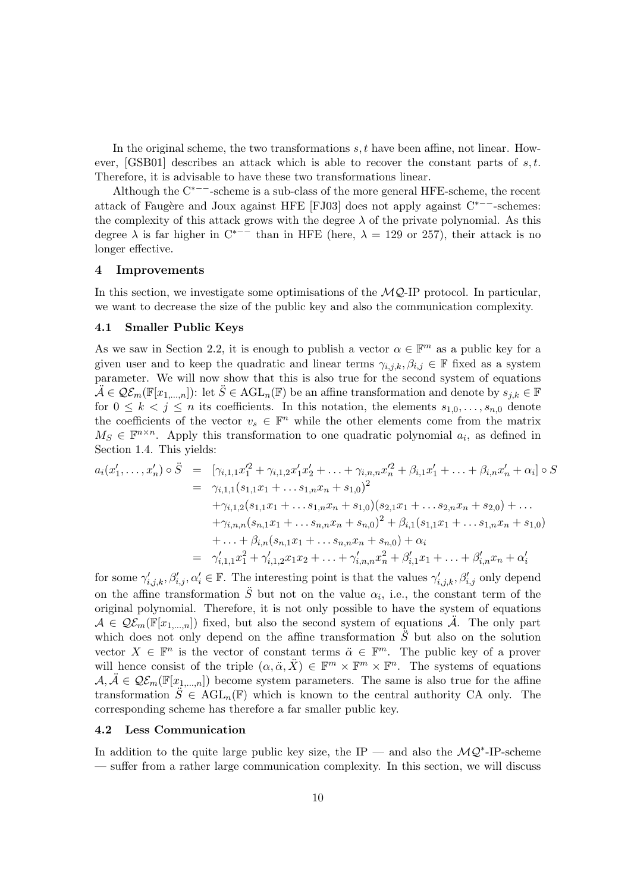In the original scheme, the two transformations $s, t$ have been affine, not linear. However, [GSB01] describes an attack which is able to recover the constant parts of $s, t$. Therefore, it is advisable to have these two transformations linear.

Although the $C^{*--}$-scheme is a sub-class of the more general HFE-scheme, the recent attack of Faugère and Joux against HFE [FJ03] does not apply against $C^{*--}$-schemes: the complexity of this attack grows with the degree $\lambda$ of the private polynomial. As this degree $\lambda$ is far higher in $C^{*--}$ than in HFE (here, $\lambda = 129$ or $257$), their attack is no longer effective.

## 4 Improvements

In this section, we investigate some optimisations of the $\mathcal{MQ}$-IP protocol. In particular, we want to decrease the size of the public key and also the communication complexity.

### 4.1 Smaller Public Keys

As we saw in Section 2.2, it is enough to publish a vector $\alpha \in \mathbb{F}^m$ as a public key for a given user and to keep the quadratic and linear terms $\gamma_{i,j,k}, \beta_{i,j} \in \mathbb{F}$ fixed as a system parameter. We will now show that this is also true for the second system of equations $\ddot{\mathcal{A}} \in \mathcal{QE}_m(\mathbb{F}[x_{1,\ldots,n}])$: let $\ddot{S} \in \mathrm{AGL}_n(\mathbb{F})$ be an affine transformation and denote by $s_{j,k} \in \mathbb{F}$ for $0 \leq k < j \leq n$ its coefficients. In this notation, the elements $s_{1,0}, \ldots, s_{n,0}$ denote the coefficients of the vector $v_s \in \mathbb{F}^n$ while the other elements come from the matrix $M_S \in \mathbb{F}^{n \times n}$. Apply this transformation to one quadratic polynomial $a_i$, as defined in Section 1.4. This yields:

$$
\begin{aligned}
a_i(x'_1, \ldots, x'_n) \circ \ddot{S} &= [\gamma_{i,1,1}x_1'^2 + \gamma_{i,1,2}x'_1x'_2 + \ldots + \gamma_{i,n,n}x_n'^2 + \beta_{i,1}x'_1 + \ldots + \beta_{i,n}x'_n + \alpha_i] \circ S \\
&= \gamma_{i,1,1}(s_{1,1}x_1 + \ldots s_{1,n}x_n + s_{1,0})^2 \\
&\quad + \gamma_{i,1,2}(s_{1,1}x_1 + \ldots s_{1,n}x_n + s_{1,0})(s_{2,1}x_1 + \ldots s_{2,n}x_n + s_{2,0}) + \ldots \\
&\quad + \gamma_{i,n,n}(s_{n,1}x_1 + \ldots s_{n,n}x_n + s_{n,0})^2 + \beta_{i,1}(s_{1,1}x_1 + \ldots s_{1,n}x_n + s_{1,0}) \\
&\quad + \ldots + \beta_{i,n}(s_{n,1}x_1 + \ldots s_{n,n}x_n + s_{n,0}) + \alpha_i \\
&= \gamma'_{i,1,1}x_1^2 + \gamma'_{i,1,2}x_1x_2 + \ldots + \gamma'_{i,n,n}x_n^2 + \beta'_{i,1}x_1 + \ldots + \beta'_{i,n}x_n + \alpha'_i
\end{aligned}
$$

for some $\gamma'_{i,j,k}, \beta'_{i,j}, \alpha'_i \in \mathbb{F}$. The interesting point is that the values $\gamma'_{i,j,k}, \beta'_{i,j}$ only depend on the affine transformation $\ddot{S}$ but not on the value $\alpha_i$, i.e., the constant term of the original polynomial. Therefore, it is not only possible to have the system of equations $\mathcal{A} \in \mathcal{QE}_m(\mathbb{F}[x_{1,\ldots,n}])$ fixed, but also the second system of equations $\ddot{\mathcal{A}}$. The only part which does not only depend on the affine transformation $\ddot{S}$ but also on the solution vector $X \in \mathbb{F}^n$ is the vector of constant terms $\ddot{\alpha} \in \mathbb{F}^m$. The public key of a prover will hence consist of the triple $(\alpha, \ddot{\alpha}, \ddot{X}) \in \mathbb{F}^m \times \mathbb{F}^m \times \mathbb{F}^n$. The systems of equations $\mathcal{A}, \ddot{\mathcal{A}} \in \mathcal{QE}_m(\mathbb{F}[x_{1,\ldots,n}])$ become system parameters. The same is also true for the affine transformation $\ddot{S} \in \mathrm{AGL}_n(\mathbb{F})$ which is known to the central authority CA only. The corresponding scheme has therefore a far smaller public key.

### 4.2 Less Communication

In addition to the quite large public key size, the IP — and also the $\mathcal{MQ}^*$-IP-scheme — suffer from a rather large communication complexity. In this section, we will discuss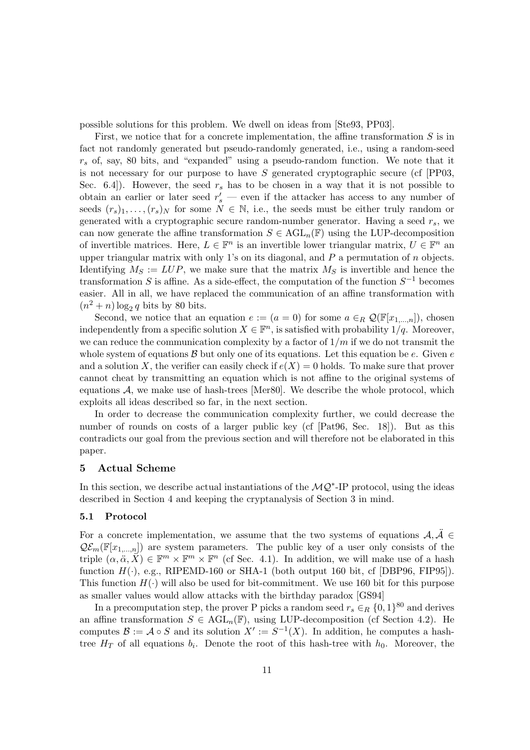possible solutions for this problem. We dwell on ideas from [Ste93, PP03].

First, we notice that for a concrete implementation, the affine transformation $S$ is in fact not randomly generated but pseudo-randomly generated, i.e., using a random-seed $r_s$ of, say, 80 bits, and "expanded" using a pseudo-random function. We note that it is not necessary for our purpose to have $S$ generated cryptographic secure (cf [PP03, Sec. 6.4]). However, the seed $r_s$ has to be chosen in a way that it is not possible to obtain an earlier or later seed $r'_s$ — even if the attacker has access to any number of seeds $(r_s)_1, \ldots, (r_s)_N$ for some $N \in \mathbb{N}$, i.e., the seeds must be either truly random or generated with a cryptographic secure random-number generator. Having a seed $r_s$, we can now generate the affine transformation $S \in \mathrm{AGL}_n(\mathbb{F})$ using the LUP-decomposition of invertible matrices. Here, $L \in \mathbb{F}^n$ is an invertible lower triangular matrix, $U \in \mathbb{F}^n$ an upper triangular matrix with only 1's on its diagonal, and $P$ a permutation of $n$ objects. Identifying $M_S := LUP$, we make sure that the matrix $M_S$ is invertible and hence the transformation $S$ is affine. As a side-effect, the computation of the function $S^{-1}$ becomes easier. All in all, we have replaced the communication of an affine transformation with $(n^2 + n)\log_2 q$ bits by 80 bits.

Second, we notice that an equation $e := (a = 0)$ for some $a \in_R \mathcal{Q}(\mathbb{F}[x_{1,\ldots,n}])$, chosen independently from a specific solution $X \in \mathbb{F}^n$, is satisfied with probability $1/q$. Moreover, we can reduce the communication complexity by a factor of $1/m$ if we do not transmit the whole system of equations $\mathcal{B}$ but only one of its equations. Let this equation be $e$. Given $e$ and a solution $X$, the verifier can easily check if $e(X) = 0$ holds. To make sure that prover cannot cheat by transmitting an equation which is not affine to the original systems of equations $\mathcal{A}$, we make use of hash-trees [Mer80]. We describe the whole protocol, which exploits all ideas described so far, in the next section.

In order to decrease the communication complexity further, we could decrease the number of rounds on costs of a larger public key (cf [Pat96, Sec. 18]). But as this contradicts our goal from the previous section and will therefore not be elaborated in this paper.

## 5 Actual Scheme

In this section, we describe actual instantiations of the $\mathcal{MQ}^*$-IP protocol, using the ideas described in Section 4 and keeping the cryptanalysis of Section 3 in mind.

### 5.1 Protocol

For a concrete implementation, we assume that the two systems of equations $\mathcal{A}, \ddot{\mathcal{A}} \in \mathcal{QE}_m(\mathbb{F}[x_{1,\ldots,n}])$ are system parameters. The public key of a user only consists of the triple $(\alpha, \ddot{\alpha}, \ddot{X}) \in \mathbb{F}^m \times \mathbb{F}^m \times \mathbb{F}^n$ (cf Sec. 4.1). In addition, we will make use of a hash function $H(\cdot)$, e.g., RIPEMD-160 or SHA-1 (both output 160 bit, cf [DBP96, FIP95]). This function $H(\cdot)$ will also be used for bit-commitment. We use 160 bit for this purpose as smaller values would allow attacks with the birthday paradox [GS94]

In a precomputation step, the prover P picks a random seed $r_s \in_R \{0,1\}^{80}$ and derives an affine transformation $S \in \mathrm{AGL}_n(\mathbb{F})$, using LUP-decomposition (cf Section 4.2). He computes $\mathcal{B} := \mathcal{A} \circ S$ and its solution $X' := S^{-1}(X)$. In addition, he computes a hash-tree $H_T$ of all equations $b_i$. Denote the root of this hash-tree with $h_0$. Moreover, the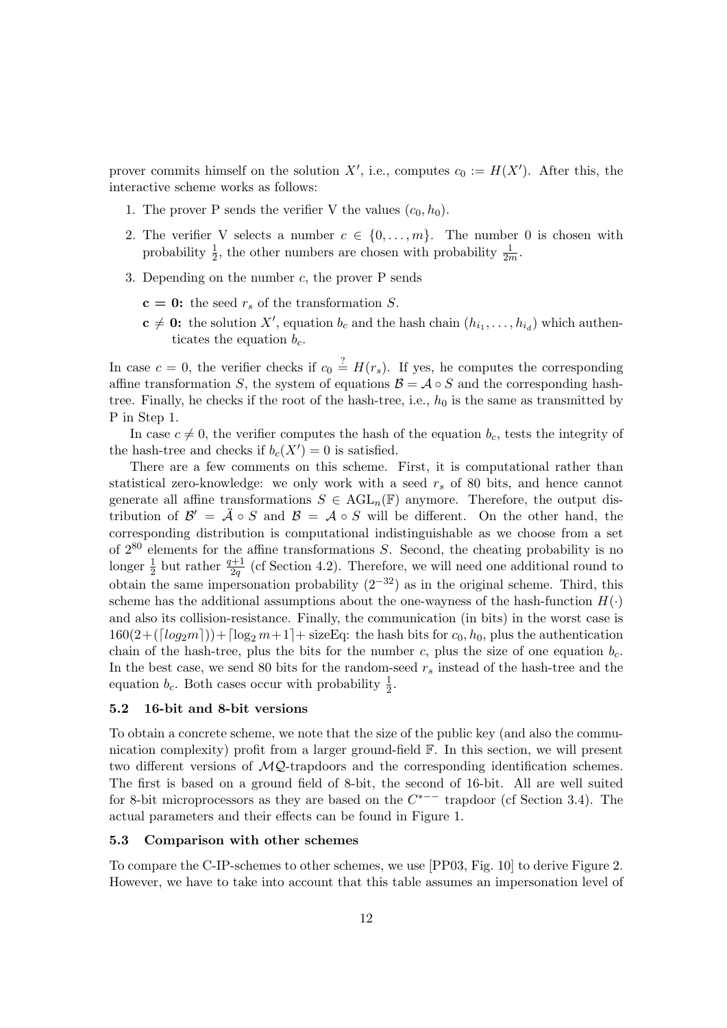prover commits himself on the solution $X'$, i.e., computes $c_0 := H(X')$. After this, the interactive scheme works as follows:

1. The prover P sends the verifier V the values $(c_0, h_0)$.
2. The verifier V selects a number $c \in \{0, \ldots, m\}$. The number 0 is chosen with probability $\frac{1}{2}$, the other numbers are chosen with probability $\frac{1}{2m}$.
3. Depending on the number $c$, the prover P sends

   **c = 0:** the seed $r_s$ of the transformation $S$.

   **c ≠ 0:** the solution $X'$, equation $b_c$ and the hash chain $(h_{i_1}, \ldots, h_{i_d})$ which authenticates the equation $b_c$.

In case $c = 0$, the verifier checks if $c_0 \stackrel{?}{=} H(r_s)$. If yes, he computes the corresponding affine transformation $S$, the system of equations $\mathcal{B} = \mathcal{A} \circ S$ and the corresponding hash-tree. Finally, he checks if the root of the hash-tree, i.e., $h_0$ is the same as transmitted by P in Step 1.

In case $c \neq 0$, the verifier computes the hash of the equation $b_c$, tests the integrity of the hash-tree and checks if $b_c(X') = 0$ is satisfied.

There are a few comments on this scheme. First, it is computational rather than statistical zero-knowledge: we only work with a seed $r_s$ of 80 bits, and hence cannot generate all affine transformations $S \in \mathrm{AGL}_n(\mathbb{F})$ anymore. Therefore, the output distribution of $\mathcal{B}' = \ddot{\mathcal{A}} \circ S$ and $\mathcal{B} = \mathcal{A} \circ S$ will be different. On the other hand, the corresponding distribution is computational indistinguishable as we choose from a set of $2^{80}$ elements for the affine transformations $S$. Second, the cheating probability is no longer $\frac{1}{2}$ but rather $\frac{q+1}{2q}$ (cf Section 4.2). Therefore, we will need one additional round to obtain the same impersonation probability $(2^{-32})$ as in the original scheme. Third, this scheme has the additional assumptions about the one-wayness of the hash-function $H(\cdot)$ and also its collision-resistance. Finally, the communication (in bits) in the worst case is $160(2+(\lceil log_2 m \rceil)) + \lceil \log_2 m+1 \rceil +$ sizeEq: the hash bits for $c_0, h_0$, plus the authentication chain of the hash-tree, plus the bits for the number $c$, plus the size of one equation $b_c$. In the best case, we send 80 bits for the random-seed $r_s$ instead of the hash-tree and the equation $b_c$. Both cases occur with probability $\frac{1}{2}$.

### 5.2 16-bit and 8-bit versions

To obtain a concrete scheme, we note that the size of the public key (and also the communication complexity) profit from a larger ground-field $\mathbb{F}$. In this section, we will present two different versions of $\mathcal{MQ}$-trapdoors and the corresponding identification schemes. The first is based on a ground field of 8-bit, the second of 16-bit. All are well suited for 8-bit microprocessors as they are based on the $C^{*--}$ trapdoor (cf Section 3.4). The actual parameters and their effects can be found in Figure 1.

### 5.3 Comparison with other schemes

To compare the C-IP-schemes to other schemes, we use [PP03, Fig. 10] to derive Figure 2. However, we have to take into account that this table assumes an impersonation level of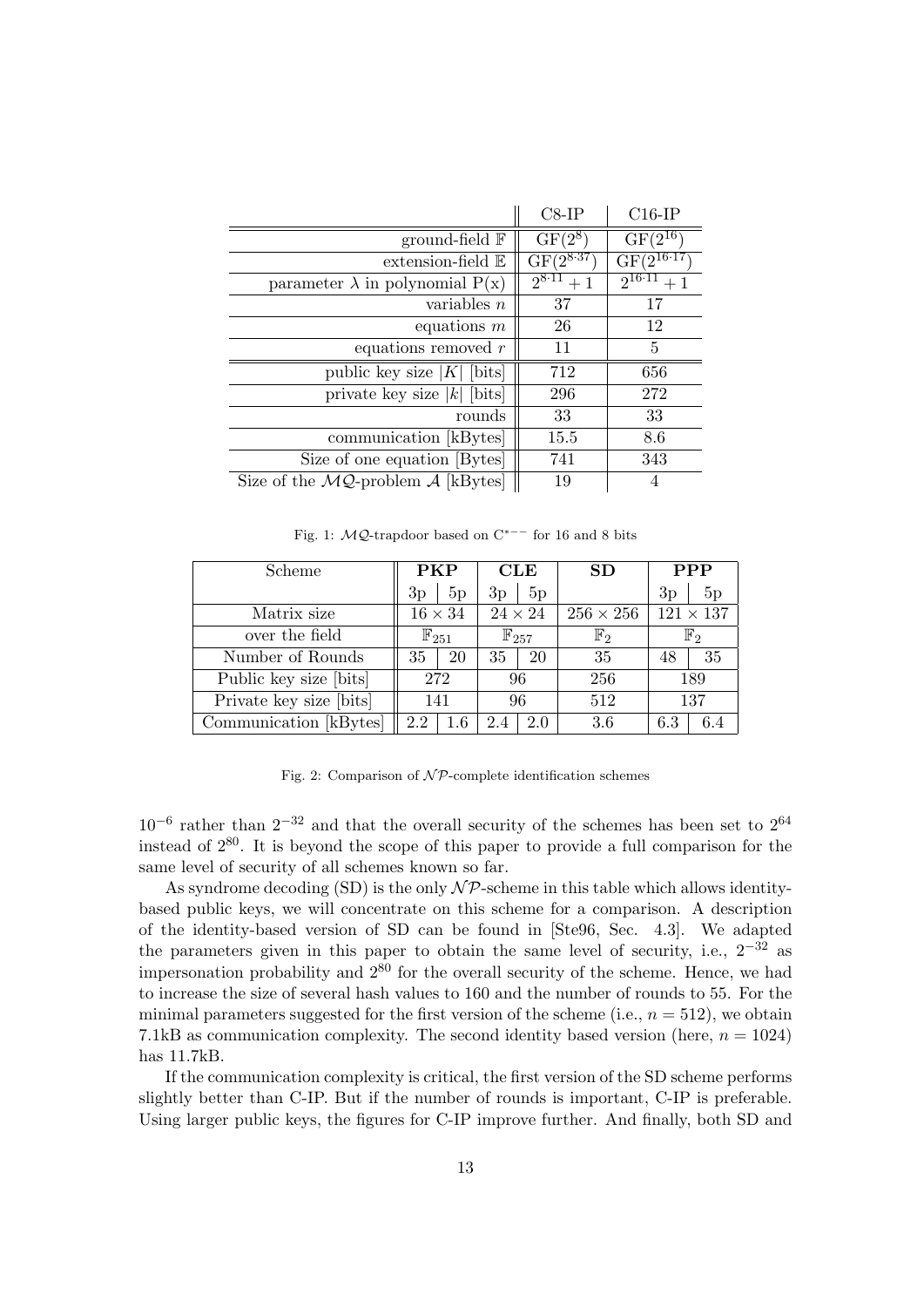| | C8-IP | C16-IP |
|---|---|---|
| ground-field $\mathbb{F}$ | GF($2^8$) | GF($2^{16}$) |
| extension-field $\mathbb{E}$ | GF($2^{8 \cdot 37}$) | GF($2^{16 \cdot 17}$) |
| parameter $\lambda$ in polynomial P(x) | $2^{8 \cdot 11} + 1$ | $2^{16 \cdot 11} + 1$ |
| variables $n$ | 37 | 17 |
| equations $m$ | 26 | 12 |
| equations removed $r$ | 11 | 5 |
| public key size $\|K\|$ [bits] | 712 | 656 |
| private key size $\|k\|$ [bits] | 296 | 272 |
| rounds | 33 | 33 |
| communication [kBytes] | 15.5 | 8.6 |
| Size of one equation [Bytes] | 741 | 343 |
| Size of the $\mathcal{MQ}$-problem $\mathcal{A}$ [kBytes] | 19 | 4 |

Fig. 1: $\mathcal{MQ}$-trapdoor based on $\mathrm{C}^{*--}$ for 16 and 8 bits

| Scheme | **PKP** | | **CLE** | | **SD** | **PPP** | |
|---|---|---|---|---|---|---|---|
| | 3p | 5p | 3p | 5p | | 3p | 5p |
| Matrix size | $16 \times 34$ | | $24 \times 24$ | | $256 \times 256$ | $121 \times 137$ | |
| over the field | $\mathbb{F}_{251}$ | | $\mathbb{F}_{257}$ | | $\mathbb{F}_2$ | $\mathbb{F}_2$ | |
| Number of Rounds | 35 | 20 | 35 | 20 | 35 | 48 | 35 |
| Public key size [bits] | 272 | | 96 | | 256 | 189 | |
| Private key size [bits] | 141 | | 96 | | 512 | 137 | |
| Communication [kBytes] | 2.2 | 1.6 | 2.4 | 2.0 | 3.6 | 6.3 | 6.4 |

Fig. 2: Comparison of $\mathcal{NP}$-complete identification schemes

$10^{-6}$ rather than $2^{-32}$ and that the overall security of the schemes has been set to $2^{64}$ instead of $2^{80}$. It is beyond the scope of this paper to provide a full comparison for the same level of security of all schemes known so far.

As syndrome decoding (SD) is the only $\mathcal{NP}$-scheme in this table which allows identity-based public keys, we will concentrate on this scheme for a comparison. A description of the identity-based version of SD can be found in [Ste96, Sec. 4.3]. We adapted the parameters given in this paper to obtain the same level of security, i.e., $2^{-32}$ as impersonation probability and $2^{80}$ for the overall security of the scheme. Hence, we had to increase the size of several hash values to 160 and the number of rounds to 55. For the minimal parameters suggested for the first version of the scheme (i.e., $n = 512$), we obtain 7.1kB as communication complexity. The second identity based version (here, $n = 1024$) has 11.7kB.

If the communication complexity is critical, the first version of the SD scheme performs slightly better than C-IP. But if the number of rounds is important, C-IP is preferable. Using larger public keys, the figures for C-IP improve further. And finally, both SD and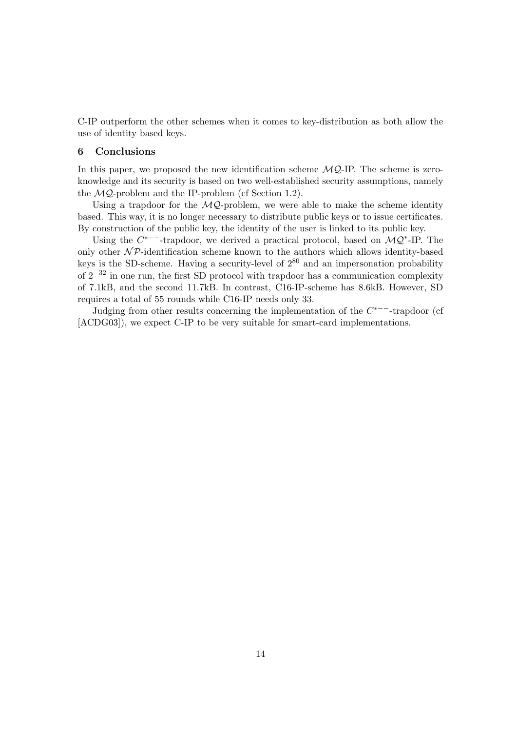C-IP outperform the other schemes when it comes to key-distribution as both allow the use of identity based keys.

## 6 Conclusions

In this paper, we proposed the new identification scheme $\mathcal{MQ}$-IP. The scheme is zero-knowledge and its security is based on two well-established security assumptions, namely the $\mathcal{MQ}$-problem and the IP-problem (cf Section 1.2).

Using a trapdoor for the $\mathcal{MQ}$-problem, we were able to make the scheme identity based. This way, it is no longer necessary to distribute public keys or to issue certificates. By construction of the public key, the identity of the user is linked to its public key.

Using the $C^{*--}$-trapdoor, we derived a practical protocol, based on $\mathcal{MQ}^*$-IP. The only other $\mathcal{NP}$-identification scheme known to the authors which allows identity-based keys is the SD-scheme. Having a security-level of $2^{80}$ and an impersonation probability of $2^{-32}$ in one run, the first SD protocol with trapdoor has a communication complexity of 7.1kB, and the second 11.7kB. In contrast, C16-IP-scheme has 8.6kB. However, SD requires a total of 55 rounds while C16-IP needs only 33.

Judging from other results concerning the implementation of the $C^{*--}$-trapdoor (cf [ACDG03]), we expect C-IP to be very suitable for smart-card implementations.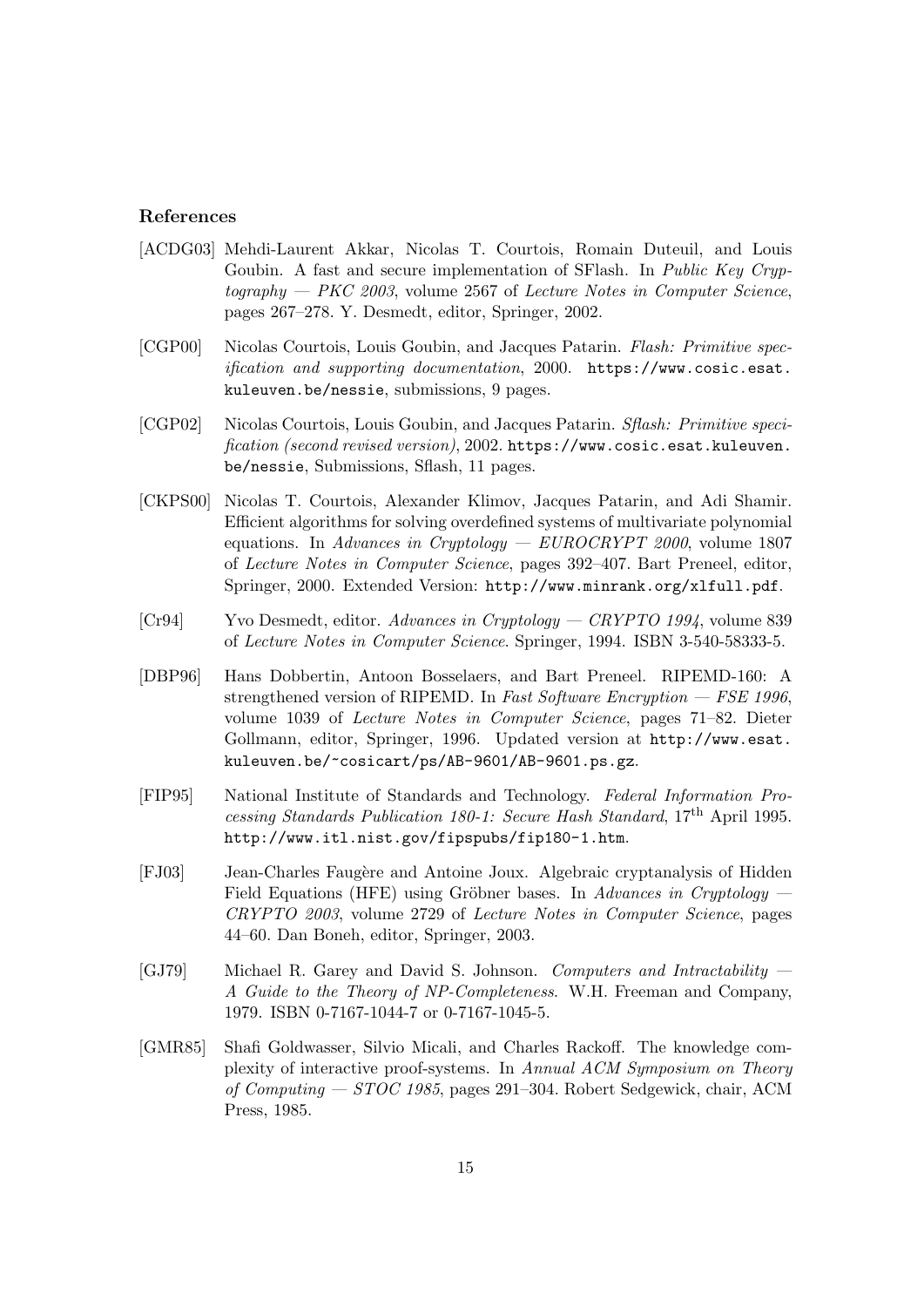### References

[ACDG03] Mehdi-Laurent Akkar, Nicolas T. Courtois, Romain Duteuil, and Louis Goubin. A fast and secure implementation of SFlash. In *Public Key Cryptography — PKC 2003*, volume 2567 of *Lecture Notes in Computer Science*, pages 267–278. Y. Desmedt, editor, Springer, 2002.

[CGP00] Nicolas Courtois, Louis Goubin, and Jacques Patarin. *Flash: Primitive specification and supporting documentation*, 2000. `https://www.cosic.esat.kuleuven.be/nessie`, submissions, 9 pages.

[CGP02] Nicolas Courtois, Louis Goubin, and Jacques Patarin. *Sflash: Primitive specification (second revised version)*, 2002. `https://www.cosic.esat.kuleuven.be/nessie`, Submissions, Sflash, 11 pages.

[CKPS00] Nicolas T. Courtois, Alexander Klimov, Jacques Patarin, and Adi Shamir. Efficient algorithms for solving overdefined systems of multivariate polynomial equations. In *Advances in Cryptology — EUROCRYPT 2000*, volume 1807 of *Lecture Notes in Computer Science*, pages 392–407. Bart Preneel, editor, Springer, 2000. Extended Version: `http://www.minrank.org/xlfull.pdf`.

[Cr94] Yvo Desmedt, editor. *Advances in Cryptology — CRYPTO 1994*, volume 839 of *Lecture Notes in Computer Science*. Springer, 1994. ISBN 3-540-58333-5.

[DBP96] Hans Dobbertin, Antoon Bosselaers, and Bart Preneel. RIPEMD-160: A strengthened version of RIPEMD. In *Fast Software Encryption — FSE 1996*, volume 1039 of *Lecture Notes in Computer Science*, pages 71–82. Dieter Gollmann, editor, Springer, 1996. Updated version at `http://www.esat.kuleuven.be/~cosicart/ps/AB-9601/AB-9601.ps.gz`.

[FIP95] National Institute of Standards and Technology. *Federal Information Processing Standards Publication 180-1: Secure Hash Standard*, 17th April 1995. `http://www.itl.nist.gov/fipspubs/fip180-1.htm`.

[FJ03] Jean-Charles Faugère and Antoine Joux. Algebraic cryptanalysis of Hidden Field Equations (HFE) using Gröbner bases. In *Advances in Cryptology — CRYPTO 2003*, volume 2729 of *Lecture Notes in Computer Science*, pages 44–60. Dan Boneh, editor, Springer, 2003.

[GJ79] Michael R. Garey and David S. Johnson. *Computers and Intractability — A Guide to the Theory of NP-Completeness*. W.H. Freeman and Company, 1979. ISBN 0-7167-1044-7 or 0-7167-1045-5.

[GMR85] Shafi Goldwasser, Silvio Micali, and Charles Rackoff. The knowledge complexity of interactive proof-systems. In *Annual ACM Symposium on Theory of Computing — STOC 1985*, pages 291–304. Robert Sedgewick, chair, ACM Press, 1985.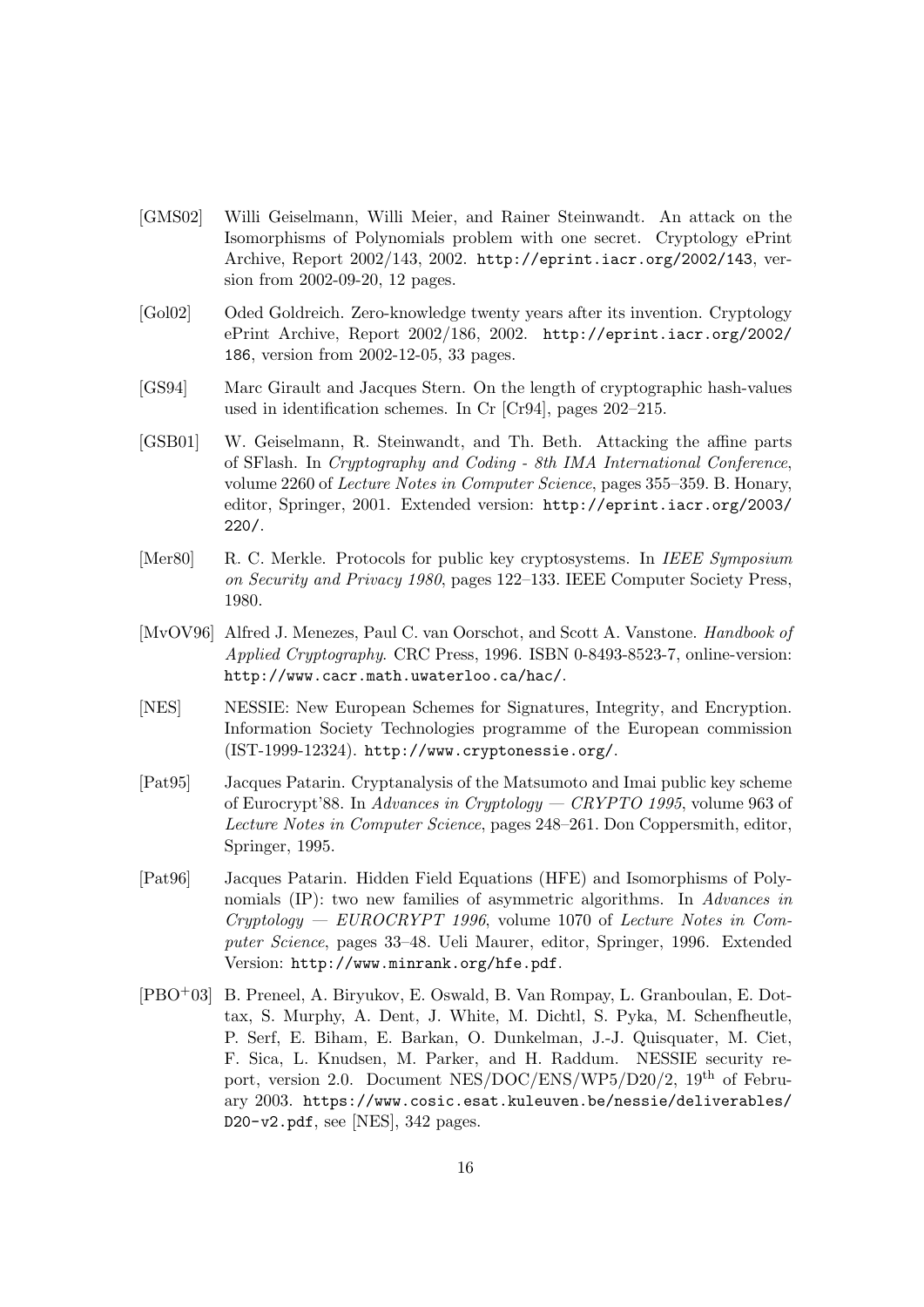[GMS02] Willi Geiselmann, Willi Meier, and Rainer Steinwandt. An attack on the Isomorphisms of Polynomials problem with one secret. Cryptology ePrint Archive, Report 2002/143, 2002. http://eprint.iacr.org/2002/143, version from 2002-09-20, 12 pages.

[Gol02] Oded Goldreich. Zero-knowledge twenty years after its invention. Cryptology ePrint Archive, Report 2002/186, 2002. http://eprint.iacr.org/2002/186, version from 2002-12-05, 33 pages.

[GS94] Marc Girault and Jacques Stern. On the length of cryptographic hash-values used in identification schemes. In Cr [Cr94], pages 202–215.

[GSB01] W. Geiselmann, R. Steinwandt, and Th. Beth. Attacking the affine parts of SFlash. In *Cryptography and Coding - 8th IMA International Conference*, volume 2260 of *Lecture Notes in Computer Science*, pages 355–359. B. Honary, editor, Springer, 2001. Extended version: http://eprint.iacr.org/2003/220/.

[Mer80] R. C. Merkle. Protocols for public key cryptosystems. In *IEEE Symposium on Security and Privacy 1980*, pages 122–133. IEEE Computer Society Press, 1980.

[MvOV96] Alfred J. Menezes, Paul C. van Oorschot, and Scott A. Vanstone. *Handbook of Applied Cryptography*. CRC Press, 1996. ISBN 0-8493-8523-7, online-version: http://www.cacr.math.uwaterloo.ca/hac/.

[NES] NESSIE: New European Schemes for Signatures, Integrity, and Encryption. Information Society Technologies programme of the European commission (IST-1999-12324). http://www.cryptonessie.org/.

[Pat95] Jacques Patarin. Cryptanalysis of the Matsumoto and Imai public key scheme of Eurocrypt'88. In *Advances in Cryptology — CRYPTO 1995*, volume 963 of *Lecture Notes in Computer Science*, pages 248–261. Don Coppersmith, editor, Springer, 1995.

[Pat96] Jacques Patarin. Hidden Field Equations (HFE) and Isomorphisms of Polynomials (IP): two new families of asymmetric algorithms. In *Advances in Cryptology — EUROCRYPT 1996*, volume 1070 of *Lecture Notes in Computer Science*, pages 33–48. Ueli Maurer, editor, Springer, 1996. Extended Version: http://www.minrank.org/hfe.pdf.

[PBO+03] B. Preneel, A. Biryukov, E. Oswald, B. Van Rompay, L. Granboulan, E. Dottax, S. Murphy, A. Dent, J. White, M. Dichtl, S. Pyka, M. Schenfheutle, P. Serf, E. Biham, E. Barkan, O. Dunkelman, J.-J. Quisquater, M. Ciet, F. Sica, L. Knudsen, M. Parker, and H. Raddum. NESSIE security report, version 2.0. Document NES/DOC/ENS/WP5/D20/2, 19$^{\text{th}}$ of February 2003. https://www.cosic.esat.kuleuven.be/nessie/deliverables/D20-v2.pdf, see [NES], 342 pages.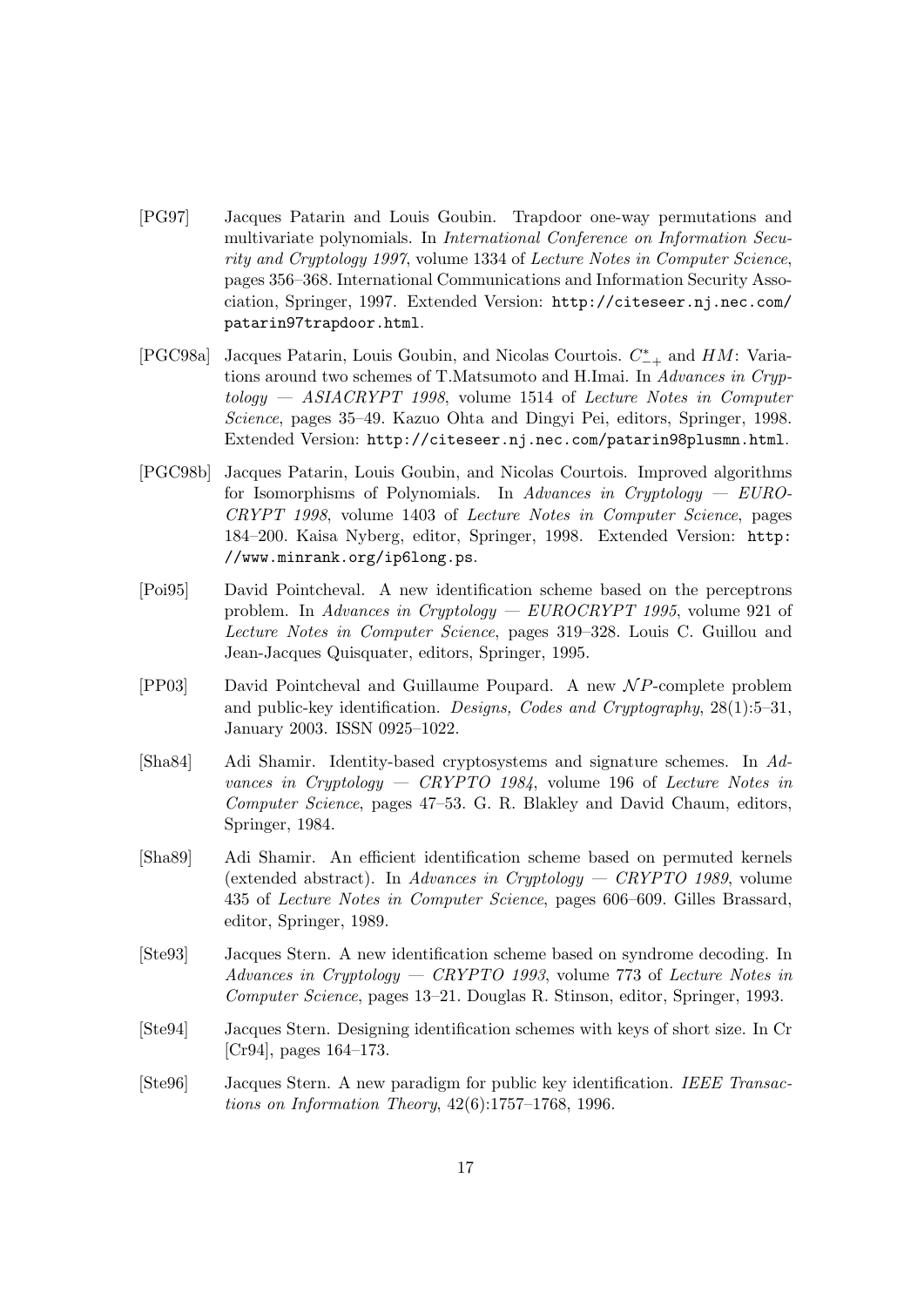[PG97] Jacques Patarin and Louis Goubin. Trapdoor one-way permutations and multivariate polynomials. In *International Conference on Information Security and Cryptology 1997*, volume 1334 of *Lecture Notes in Computer Science*, pages 356–368. International Communications and Information Security Association, Springer, 1997. Extended Version: `http://citeseer.nj.nec.com/patarin97trapdoor.html`.

[PGC98a] Jacques Patarin, Louis Goubin, and Nicolas Courtois. $C^*_{-+}$ and $HM$: Variations around two schemes of T.Matsumoto and H.Imai. In *Advances in Cryptology — ASIACRYPT 1998*, volume 1514 of *Lecture Notes in Computer Science*, pages 35–49. Kazuo Ohta and Dingyi Pei, editors, Springer, 1998. Extended Version: `http://citeseer.nj.nec.com/patarin98plusmn.html`.

[PGC98b] Jacques Patarin, Louis Goubin, and Nicolas Courtois. Improved algorithms for Isomorphisms of Polynomials. In *Advances in Cryptology — EUROCRYPT 1998*, volume 1403 of *Lecture Notes in Computer Science*, pages 184–200. Kaisa Nyberg, editor, Springer, 1998. Extended Version: `http://www.minrank.org/ip6long.ps`.

[Poi95] David Pointcheval. A new identification scheme based on the perceptrons problem. In *Advances in Cryptology — EUROCRYPT 1995*, volume 921 of *Lecture Notes in Computer Science*, pages 319–328. Louis C. Guillou and Jean-Jacques Quisquater, editors, Springer, 1995.

[PP03] David Pointcheval and Guillaume Poupard. A new $\mathcal{NP}$-complete problem and public-key identification. *Designs, Codes and Cryptography*, 28(1):5–31, January 2003. ISSN 0925–1022.

[Sha84] Adi Shamir. Identity-based cryptosystems and signature schemes. In *Advances in Cryptology — CRYPTO 1984*, volume 196 of *Lecture Notes in Computer Science*, pages 47–53. G. R. Blakley and David Chaum, editors, Springer, 1984.

[Sha89] Adi Shamir. An efficient identification scheme based on permuted kernels (extended abstract). In *Advances in Cryptology — CRYPTO 1989*, volume 435 of *Lecture Notes in Computer Science*, pages 606–609. Gilles Brassard, editor, Springer, 1989.

[Ste93] Jacques Stern. A new identification scheme based on syndrome decoding. In *Advances in Cryptology — CRYPTO 1993*, volume 773 of *Lecture Notes in Computer Science*, pages 13–21. Douglas R. Stinson, editor, Springer, 1993.

[Ste94] Jacques Stern. Designing identification schemes with keys of short size. In Cr [Cr94], pages 164–173.

[Ste96] Jacques Stern. A new paradigm for public key identification. *IEEE Transactions on Information Theory*, 42(6):1757–1768, 1996.